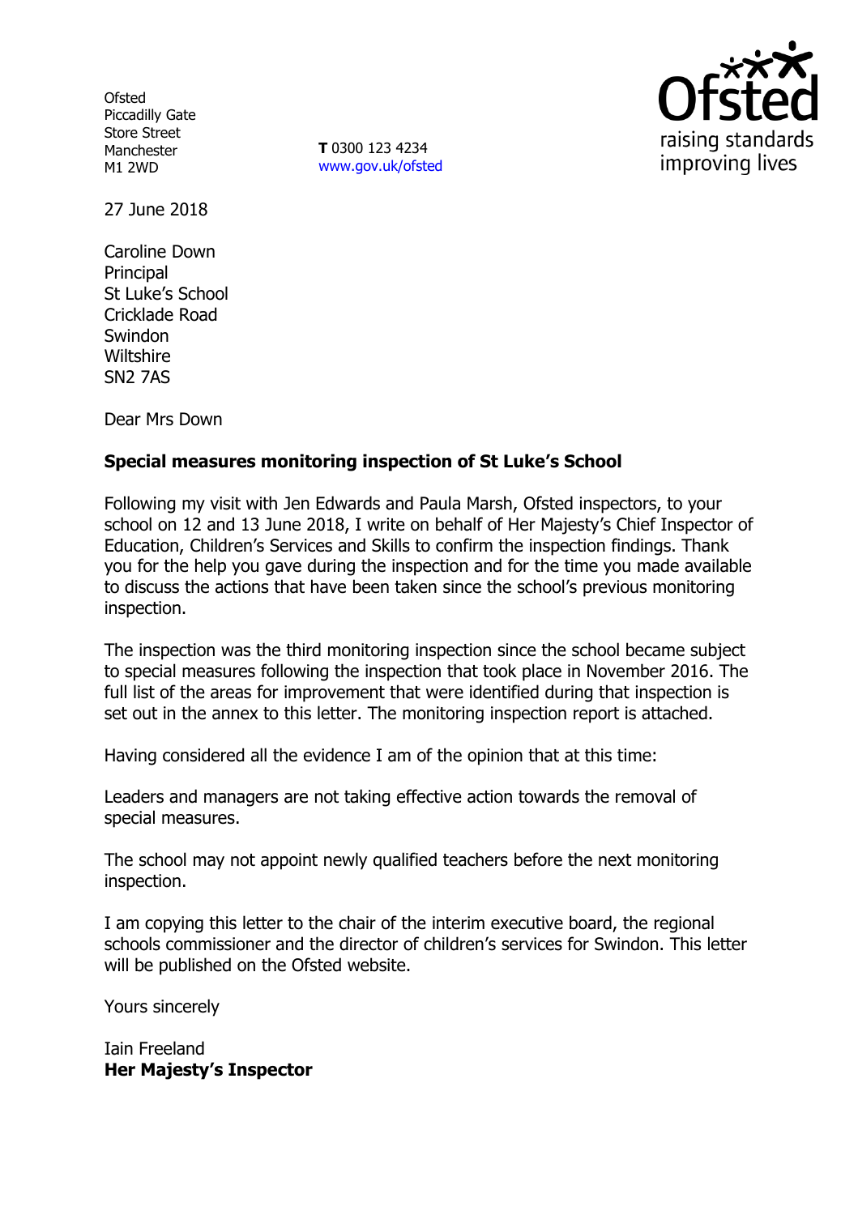Ofsted
Piccadilly Gate
Store Street
Manchester
M1 2WD

**T** 0300 123 4234
www.gov.uk/ofsted

raising standards
improving lives

27 June 2018

Caroline Down
Principal
St Luke's School
Cricklade Road
Swindon
Wiltshire
SN2 7AS

Dear Mrs Down

**Special measures monitoring inspection of St Luke's School**

Following my visit with Jen Edwards and Paula Marsh, Ofsted inspectors, to your school on 12 and 13 June 2018, I write on behalf of Her Majesty's Chief Inspector of Education, Children's Services and Skills to confirm the inspection findings. Thank you for the help you gave during the inspection and for the time you made available to discuss the actions that have been taken since the school's previous monitoring inspection.

The inspection was the third monitoring inspection since the school became subject to special measures following the inspection that took place in November 2016. The full list of the areas for improvement that were identified during that inspection is set out in the annex to this letter. The monitoring inspection report is attached.

Having considered all the evidence I am of the opinion that at this time:

Leaders and managers are not taking effective action towards the removal of special measures.

The school may not appoint newly qualified teachers before the next monitoring inspection.

I am copying this letter to the chair of the interim executive board, the regional schools commissioner and the director of children's services for Swindon. This letter will be published on the Ofsted website.

Yours sincerely

Iain Freeland
**Her Majesty's Inspector**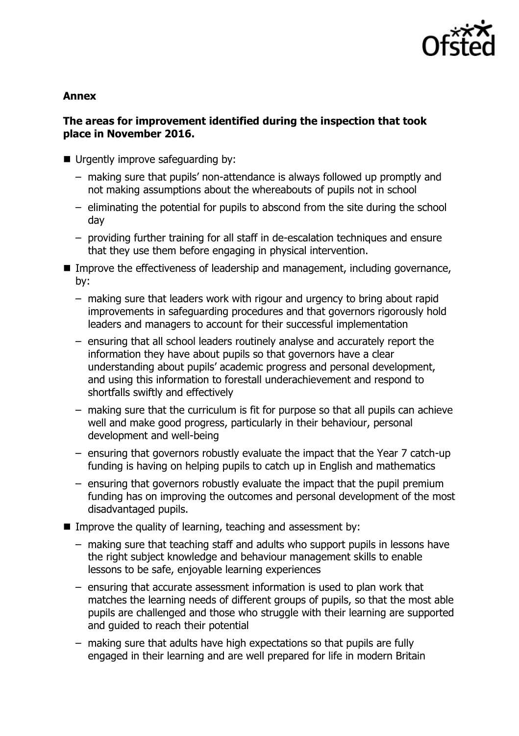**Annex**

**The areas for improvement identified during the inspection that took place in November 2016.**

- Urgently improve safeguarding by:
  - making sure that pupils' non-attendance is always followed up promptly and not making assumptions about the whereabouts of pupils not in school
  - eliminating the potential for pupils to abscond from the site during the school day
  - providing further training for all staff in de-escalation techniques and ensure that they use them before engaging in physical intervention.
- Improve the effectiveness of leadership and management, including governance, by:
  - making sure that leaders work with rigour and urgency to bring about rapid improvements in safeguarding procedures and that governors rigorously hold leaders and managers to account for their successful implementation
  - ensuring that all school leaders routinely analyse and accurately report the information they have about pupils so that governors have a clear understanding about pupils' academic progress and personal development, and using this information to forestall underachievement and respond to shortfalls swiftly and effectively
  - making sure that the curriculum is fit for purpose so that all pupils can achieve well and make good progress, particularly in their behaviour, personal development and well-being
  - ensuring that governors robustly evaluate the impact that the Year 7 catch-up funding is having on helping pupils to catch up in English and mathematics
  - ensuring that governors robustly evaluate the impact that the pupil premium funding has on improving the outcomes and personal development of the most disadvantaged pupils.
- Improve the quality of learning, teaching and assessment by:
  - making sure that teaching staff and adults who support pupils in lessons have the right subject knowledge and behaviour management skills to enable lessons to be safe, enjoyable learning experiences
  - ensuring that accurate assessment information is used to plan work that matches the learning needs of different groups of pupils, so that the most able pupils are challenged and those who struggle with their learning are supported and guided to reach their potential
  - making sure that adults have high expectations so that pupils are fully engaged in their learning and are well prepared for life in modern Britain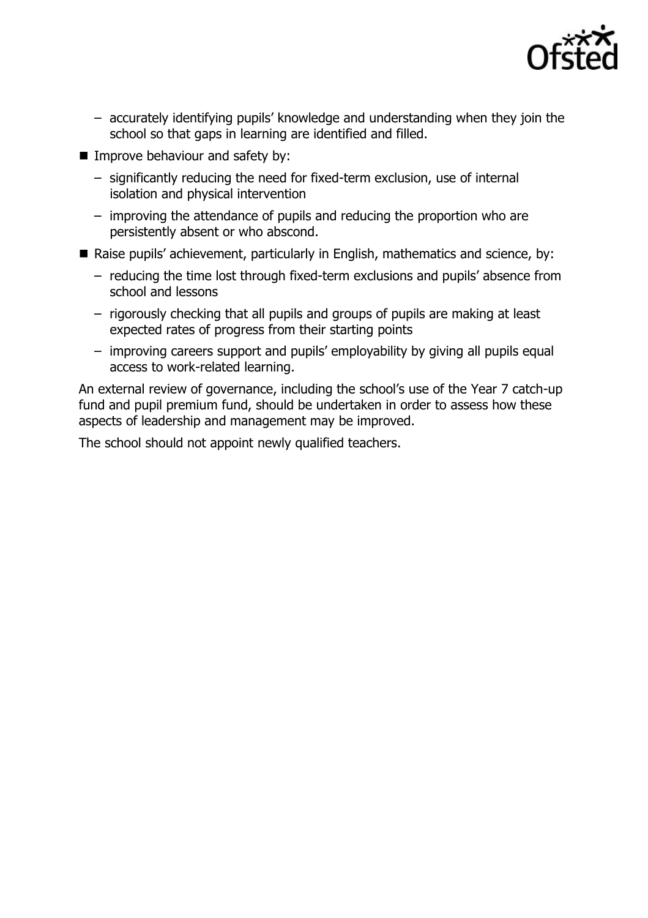- accurately identifying pupils' knowledge and understanding when they join the school so that gaps in learning are identified and filled.

- Improve behaviour and safety by:
  - significantly reducing the need for fixed-term exclusion, use of internal isolation and physical intervention
  - improving the attendance of pupils and reducing the proportion who are persistently absent or who abscond.
- Raise pupils' achievement, particularly in English, mathematics and science, by:
  - reducing the time lost through fixed-term exclusions and pupils' absence from school and lessons
  - rigorously checking that all pupils and groups of pupils are making at least expected rates of progress from their starting points
  - improving careers support and pupils' employability by giving all pupils equal access to work-related learning.

An external review of governance, including the school's use of the Year 7 catch-up fund and pupil premium fund, should be undertaken in order to assess how these aspects of leadership and management may be improved.

The school should not appoint newly qualified teachers.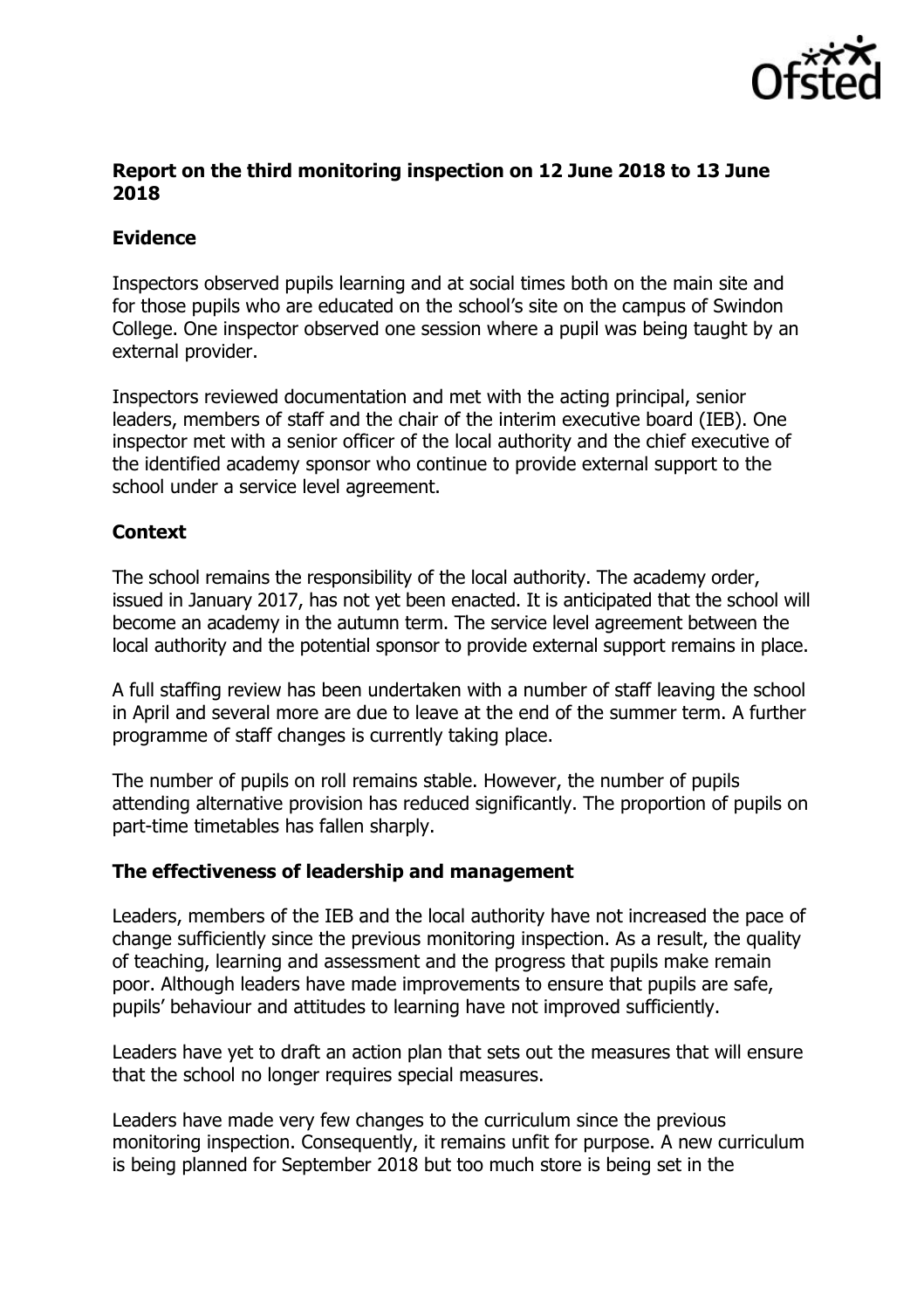**Report on the third monitoring inspection on 12 June 2018 to 13 June 2018**

**Evidence**

Inspectors observed pupils learning and at social times both on the main site and for those pupils who are educated on the school's site on the campus of Swindon College. One inspector observed one session where a pupil was being taught by an external provider.

Inspectors reviewed documentation and met with the acting principal, senior leaders, members of staff and the chair of the interim executive board (IEB). One inspector met with a senior officer of the local authority and the chief executive of the identified academy sponsor who continue to provide external support to the school under a service level agreement.

**Context**

The school remains the responsibility of the local authority. The academy order, issued in January 2017, has not yet been enacted. It is anticipated that the school will become an academy in the autumn term. The service level agreement between the local authority and the potential sponsor to provide external support remains in place.

A full staffing review has been undertaken with a number of staff leaving the school in April and several more are due to leave at the end of the summer term. A further programme of staff changes is currently taking place.

The number of pupils on roll remains stable. However, the number of pupils attending alternative provision has reduced significantly. The proportion of pupils on part-time timetables has fallen sharply.

**The effectiveness of leadership and management**

Leaders, members of the IEB and the local authority have not increased the pace of change sufficiently since the previous monitoring inspection. As a result, the quality of teaching, learning and assessment and the progress that pupils make remain poor. Although leaders have made improvements to ensure that pupils are safe, pupils' behaviour and attitudes to learning have not improved sufficiently.

Leaders have yet to draft an action plan that sets out the measures that will ensure that the school no longer requires special measures.

Leaders have made very few changes to the curriculum since the previous monitoring inspection. Consequently, it remains unfit for purpose. A new curriculum is being planned for September 2018 but too much store is being set in the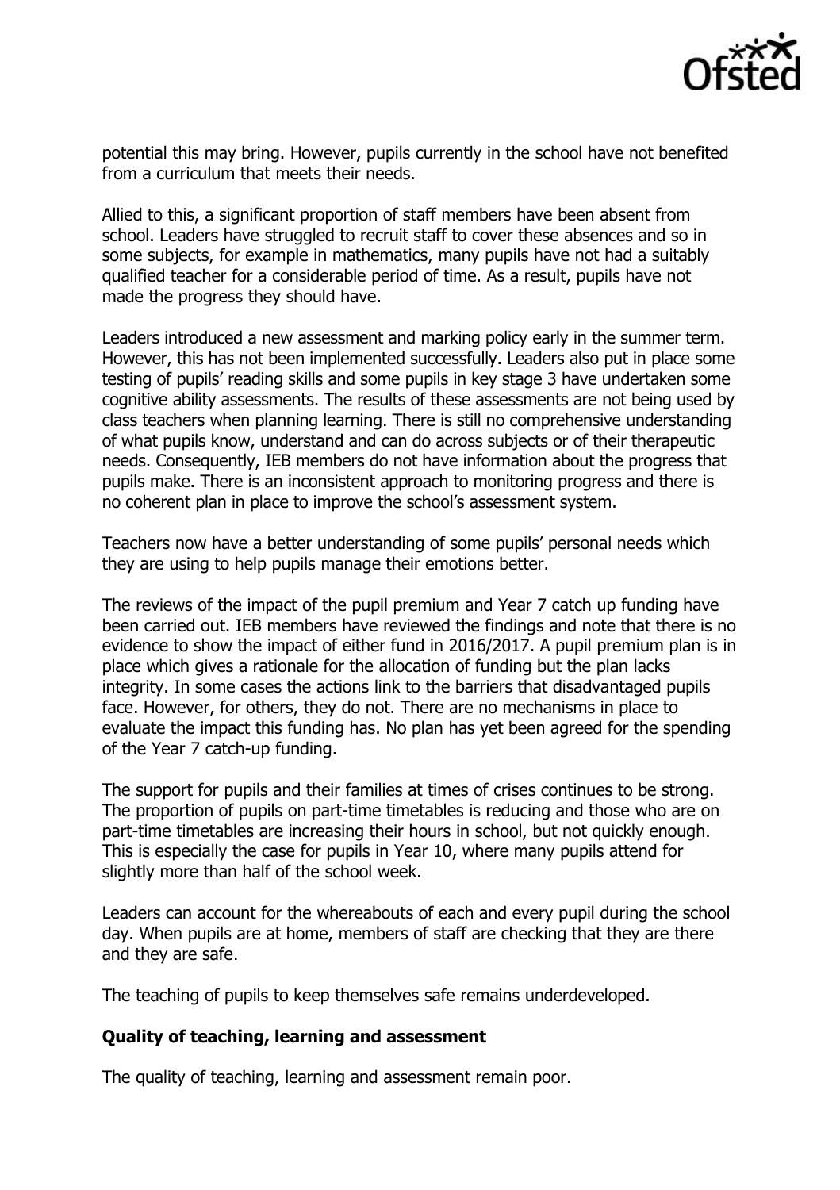potential this may bring. However, pupils currently in the school have not benefited from a curriculum that meets their needs.

Allied to this, a significant proportion of staff members have been absent from school. Leaders have struggled to recruit staff to cover these absences and so in some subjects, for example in mathematics, many pupils have not had a suitably qualified teacher for a considerable period of time. As a result, pupils have not made the progress they should have.

Leaders introduced a new assessment and marking policy early in the summer term. However, this has not been implemented successfully. Leaders also put in place some testing of pupils' reading skills and some pupils in key stage 3 have undertaken some cognitive ability assessments. The results of these assessments are not being used by class teachers when planning learning. There is still no comprehensive understanding of what pupils know, understand and can do across subjects or of their therapeutic needs. Consequently, IEB members do not have information about the progress that pupils make. There is an inconsistent approach to monitoring progress and there is no coherent plan in place to improve the school's assessment system.

Teachers now have a better understanding of some pupils' personal needs which they are using to help pupils manage their emotions better.

The reviews of the impact of the pupil premium and Year 7 catch up funding have been carried out. IEB members have reviewed the findings and note that there is no evidence to show the impact of either fund in 2016/2017. A pupil premium plan is in place which gives a rationale for the allocation of funding but the plan lacks integrity. In some cases the actions link to the barriers that disadvantaged pupils face. However, for others, they do not. There are no mechanisms in place to evaluate the impact this funding has. No plan has yet been agreed for the spending of the Year 7 catch-up funding.

The support for pupils and their families at times of crises continues to be strong. The proportion of pupils on part-time timetables is reducing and those who are on part-time timetables are increasing their hours in school, but not quickly enough. This is especially the case for pupils in Year 10, where many pupils attend for slightly more than half of the school week.

Leaders can account for the whereabouts of each and every pupil during the school day. When pupils are at home, members of staff are checking that they are there and they are safe.

The teaching of pupils to keep themselves safe remains underdeveloped.

### Quality of teaching, learning and assessment

The quality of teaching, learning and assessment remain poor.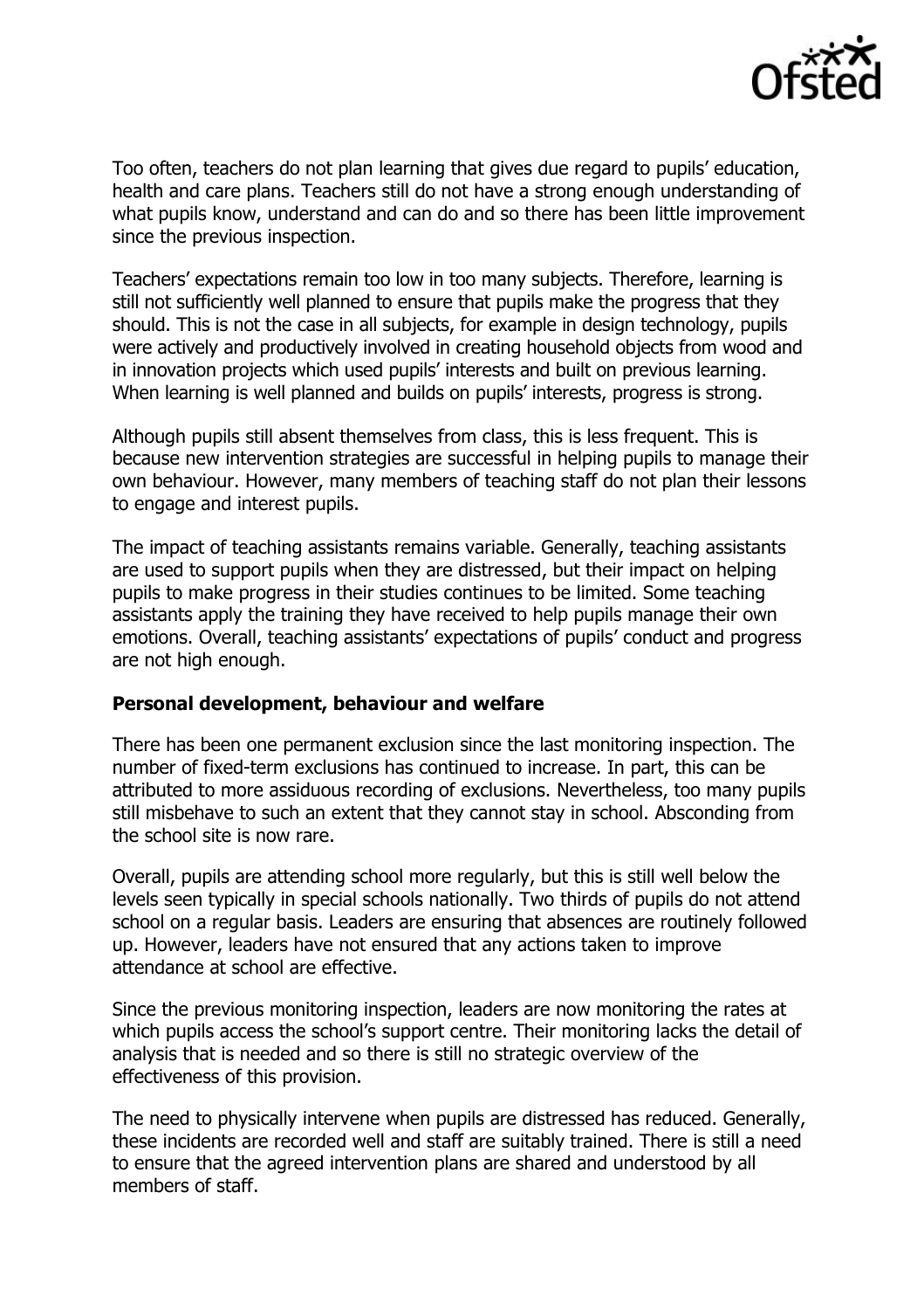Too often, teachers do not plan learning that gives due regard to pupils' education, health and care plans. Teachers still do not have a strong enough understanding of what pupils know, understand and can do and so there has been little improvement since the previous inspection.

Teachers' expectations remain too low in too many subjects. Therefore, learning is still not sufficiently well planned to ensure that pupils make the progress that they should. This is not the case in all subjects, for example in design technology, pupils were actively and productively involved in creating household objects from wood and in innovation projects which used pupils' interests and built on previous learning. When learning is well planned and builds on pupils' interests, progress is strong.

Although pupils still absent themselves from class, this is less frequent. This is because new intervention strategies are successful in helping pupils to manage their own behaviour. However, many members of teaching staff do not plan their lessons to engage and interest pupils.

The impact of teaching assistants remains variable. Generally, teaching assistants are used to support pupils when they are distressed, but their impact on helping pupils to make progress in their studies continues to be limited. Some teaching assistants apply the training they have received to help pupils manage their own emotions. Overall, teaching assistants' expectations of pupils' conduct and progress are not high enough.

**Personal development, behaviour and welfare**

There has been one permanent exclusion since the last monitoring inspection. The number of fixed-term exclusions has continued to increase. In part, this can be attributed to more assiduous recording of exclusions. Nevertheless, too many pupils still misbehave to such an extent that they cannot stay in school. Absconding from the school site is now rare.

Overall, pupils are attending school more regularly, but this is still well below the levels seen typically in special schools nationally. Two thirds of pupils do not attend school on a regular basis. Leaders are ensuring that absences are routinely followed up. However, leaders have not ensured that any actions taken to improve attendance at school are effective.

Since the previous monitoring inspection, leaders are now monitoring the rates at which pupils access the school's support centre. Their monitoring lacks the detail of analysis that is needed and so there is still no strategic overview of the effectiveness of this provision.

The need to physically intervene when pupils are distressed has reduced. Generally, these incidents are recorded well and staff are suitably trained. There is still a need to ensure that the agreed intervention plans are shared and understood by all members of staff.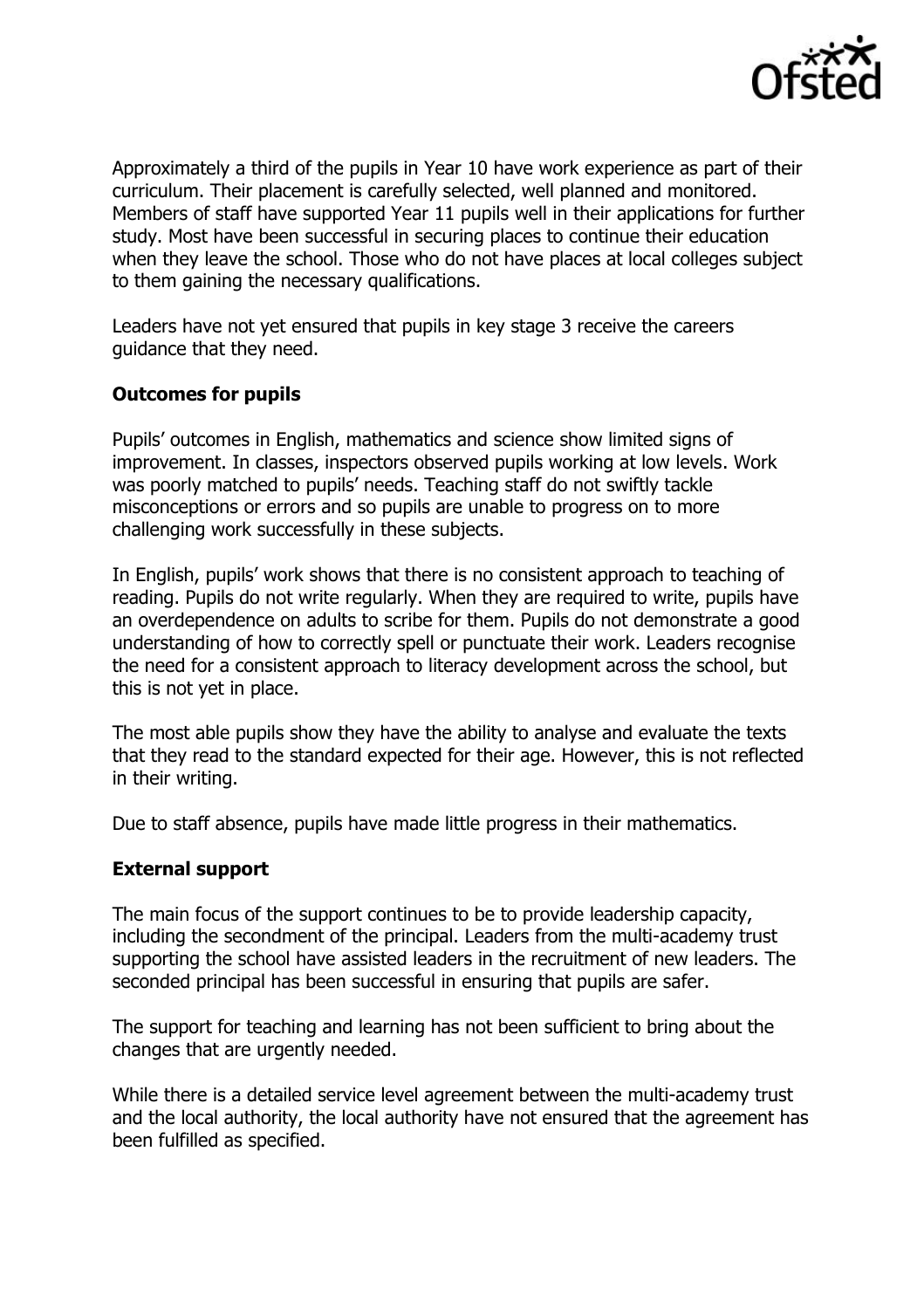Approximately a third of the pupils in Year 10 have work experience as part of their curriculum. Their placement is carefully selected, well planned and monitored. Members of staff have supported Year 11 pupils well in their applications for further study. Most have been successful in securing places to continue their education when they leave the school. Those who do not have places at local colleges subject to them gaining the necessary qualifications.

Leaders have not yet ensured that pupils in key stage 3 receive the careers guidance that they need.

**Outcomes for pupils**

Pupils' outcomes in English, mathematics and science show limited signs of improvement. In classes, inspectors observed pupils working at low levels. Work was poorly matched to pupils' needs. Teaching staff do not swiftly tackle misconceptions or errors and so pupils are unable to progress on to more challenging work successfully in these subjects.

In English, pupils' work shows that there is no consistent approach to teaching of reading. Pupils do not write regularly. When they are required to write, pupils have an overdependence on adults to scribe for them. Pupils do not demonstrate a good understanding of how to correctly spell or punctuate their work. Leaders recognise the need for a consistent approach to literacy development across the school, but this is not yet in place.

The most able pupils show they have the ability to analyse and evaluate the texts that they read to the standard expected for their age. However, this is not reflected in their writing.

Due to staff absence, pupils have made little progress in their mathematics.

**External support**

The main focus of the support continues to be to provide leadership capacity, including the secondment of the principal. Leaders from the multi-academy trust supporting the school have assisted leaders in the recruitment of new leaders. The seconded principal has been successful in ensuring that pupils are safer.

The support for teaching and learning has not been sufficient to bring about the changes that are urgently needed.

While there is a detailed service level agreement between the multi-academy trust and the local authority, the local authority have not ensured that the agreement has been fulfilled as specified.